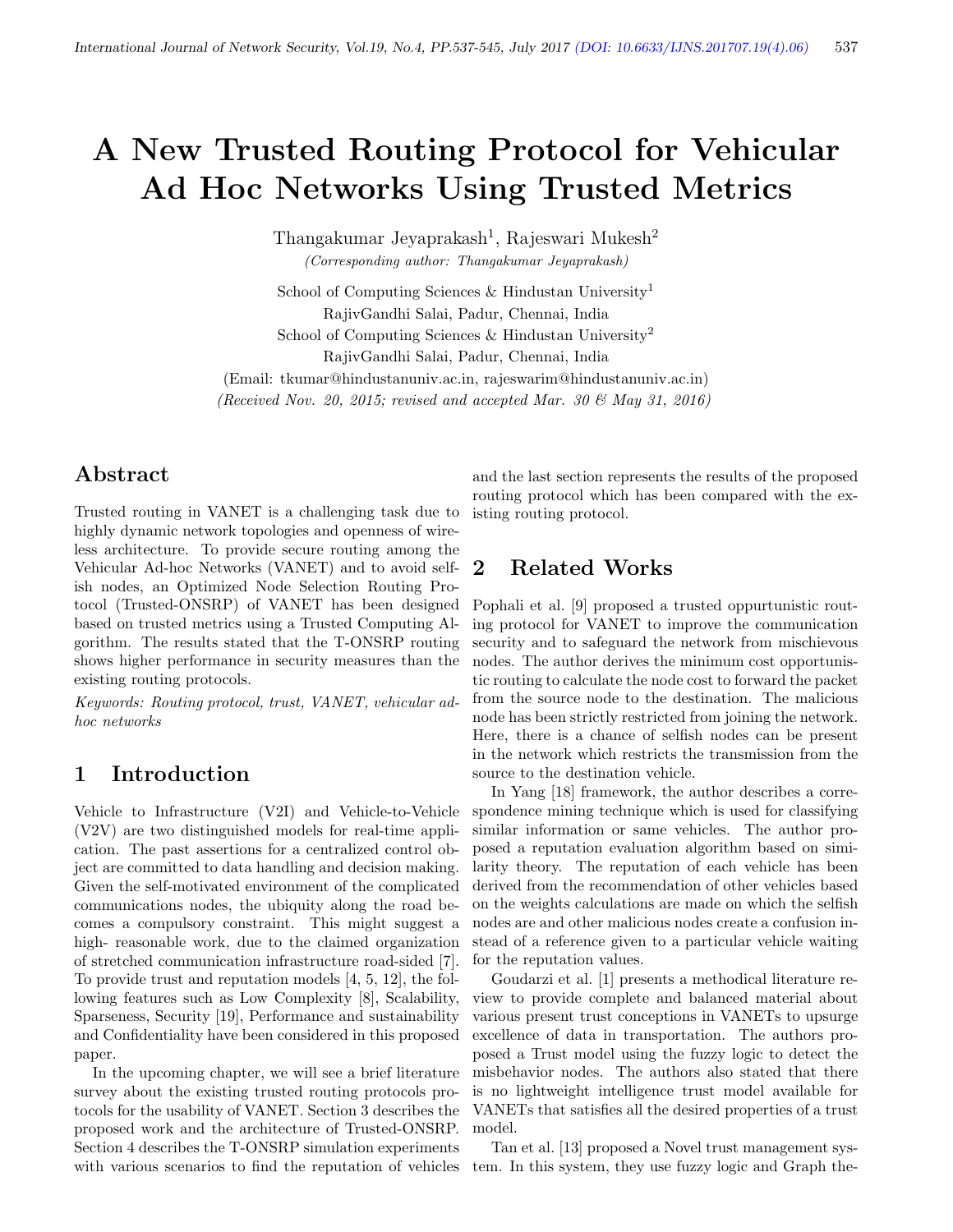# A New Trusted Routing Protocol for Vehicular Ad Hoc Networks Using Trusted Metrics

Thangakumar Jeyaprakash[1], Rajeswari Mukesh[2]

*(Corresponding author: Thangakumar Jeyaprakash)*

School of Computing Sciences & Hindustan University[1]

RajivGandhi Salai, Padur, Chennai, India

School of Computing Sciences & Hindustan University[2]

RajivGandhi Salai, Padur, Chennai, India

(Email: tkumar@hindustanuniv.ac.in, rajeswarim@hindustanuniv.ac.in)

*(Received Nov. 20, 2015; revised and accepted Mar. 30 & May 31, 2016)*

## Abstract

Trusted routing in VANET is a challenging task due to highly dynamic network topologies and openness of wireless architecture. To provide secure routing among the Vehicular Ad-hoc Networks (VANET) and to avoid selfish nodes, an Optimized Node Selection Routing Protocol (Trusted-ONSRP) of VANET has been designed based on trusted metrics using a Trusted Computing Algorithm. The results stated that the T-ONSRP routing shows higher performance in security measures than the existing routing protocols.

*Keywords: Routing protocol, trust, VANET, vehicular adhoc networks*

## 1 Introduction

Vehicle to Infrastructure (V2I) and Vehicle-to-Vehicle (V2V) are two distinguished models for real-time application. The past assertions for a centralized control object are committed to data handling and decision making. Given the self-motivated environment of the complicated communications nodes, the ubiquity along the road becomes a compulsory constraint. This might suggest a high- reasonable work, due to the claimed organization of stretched communication infrastructure road-sided [7]. To provide trust and reputation models [4, 5, 12], the following features such as Low Complexity [8], Scalability, Sparseness, Security [19], Performance and sustainability and Confidentiality have been considered in this proposed paper.

In the upcoming chapter, we will see a brief literature survey about the existing trusted routing protocols protocols for the usability of VANET. Section 3 describes the proposed work and the architecture of Trusted-ONSRP. Section 4 describes the T-ONSRP simulation experiments with various scenarios to find the reputation of vehicles and the last section represents the results of the proposed routing protocol which has been compared with the existing routing protocol.

## 2 Related Works

Pophali et al. [9] proposed a trusted oppurtunistic routing protocol for VANET to improve the communication security and to safeguard the network from mischievous nodes. The author derives the minimum cost opportunistic routing to calculate the node cost to forward the packet from the source node to the destination. The malicious node has been strictly restricted from joining the network. Here, there is a chance of selfish nodes can be present in the network which restricts the transmission from the source to the destination vehicle.

In Yang [18] framework, the author describes a correspondence mining technique which is used for classifying similar information or same vehicles. The author proposed a reputation evaluation algorithm based on similarity theory. The reputation of each vehicle has been derived from the recommendation of other vehicles based on the weights calculations are made on which the selfish nodes are and other malicious nodes create a confusion instead of a reference given to a particular vehicle waiting for the reputation values.

Goudarzi et al. [1] presents a methodical literature review to provide complete and balanced material about various present trust conceptions in VANETs to upsurge excellence of data in transportation. The authors proposed a Trust model using the fuzzy logic to detect the misbehavior nodes. The authors also stated that there is no lightweight intelligence trust model available for VANETs that satisfies all the desired properties of a trust model.

Tan et al. [13] proposed a Novel trust management system. In this system, they use fuzzy logic and Graph the-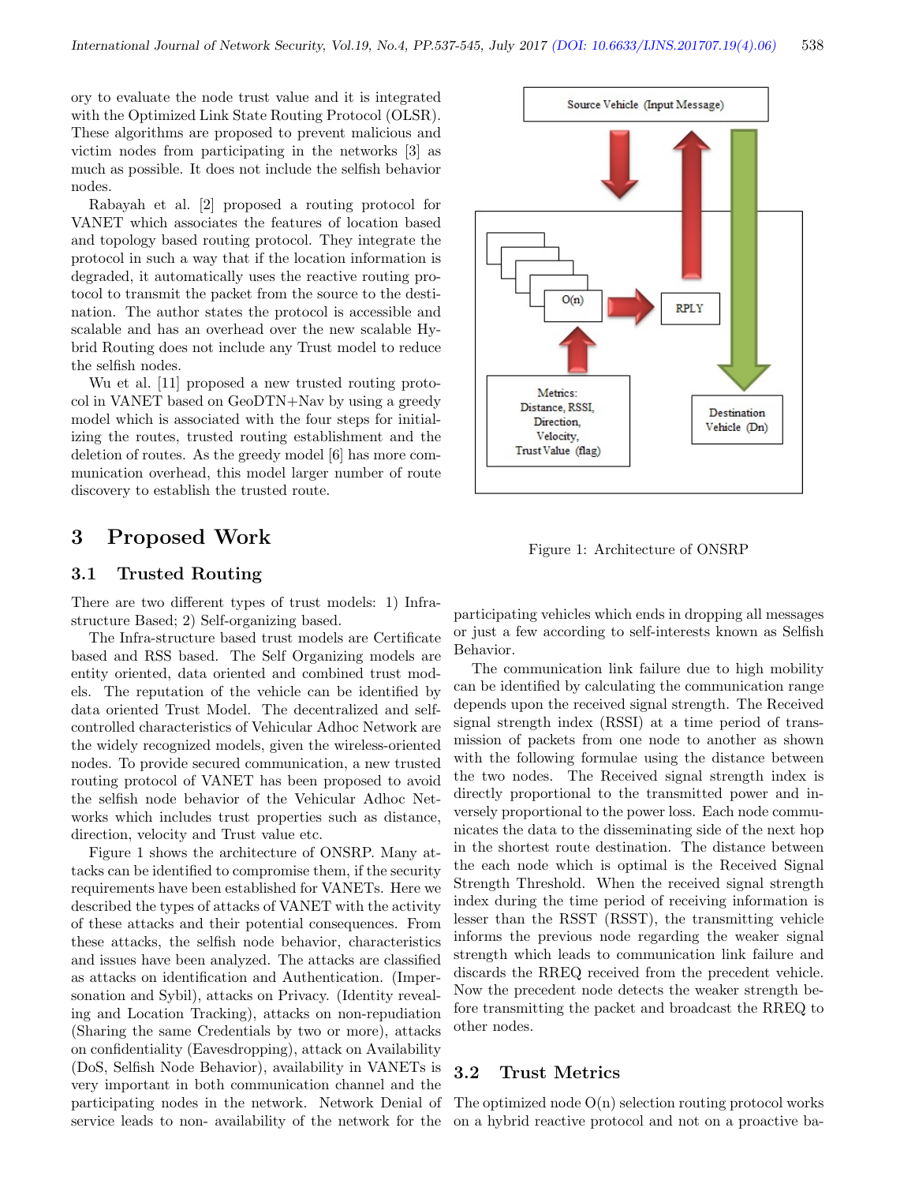ory to evaluate the node trust value and it is integrated with the Optimized Link State Routing Protocol (OLSR). These algorithms are proposed to prevent malicious and victim nodes from participating in the networks [3] as much as possible. It does not include the selfish behavior nodes.

Rabayah et al. [2] proposed a routing protocol for VANET which associates the features of location based and topology based routing protocol. They integrate the protocol in such a way that if the location information is degraded, it automatically uses the reactive routing protocol to transmit the packet from the source to the destination. The author states the protocol is accessible and scalable and has an overhead over the new scalable Hybrid Routing does not include any Trust model to reduce the selfish nodes.

Wu et al. [11] proposed a new trusted routing protocol in VANET based on GeoDTN+Nav by using a greedy model which is associated with the four steps for initializing the routes, trusted routing establishment and the deletion of routes. As the greedy model [6] has more communication overhead, this model larger number of route discovery to establish the trusted route.

# 3 Proposed Work

## 3.1 Trusted Routing

There are two different types of trust models: 1) Infrastructure Based; 2) Self-organizing based.

The Infra-structure based trust models are Certificate based and RSS based. The Self Organizing models are entity oriented, data oriented and combined trust models. The reputation of the vehicle can be identified by data oriented Trust Model. The decentralized and self-controlled characteristics of Vehicular Adhoc Network are the widely recognized models, given the wireless-oriented nodes. To provide secured communication, a new trusted routing protocol of VANET has been proposed to avoid the selfish node behavior of the Vehicular Adhoc Networks which includes trust properties such as distance, direction, velocity and Trust value etc.

Figure 1 shows the architecture of ONSRP. Many attacks can be identified to compromise them, if the security requirements have been established for VANETs. Here we described the types of attacks of VANET with the activity of these attacks and their potential consequences. From these attacks, the selfish node behavior, characteristics and issues have been analyzed. The attacks are classified as attacks on identification and Authentication. (Impersonation and Sybil), attacks on Privacy. (Identity revealing and Location Tracking), attacks on non-repudiation (Sharing the same Credentials by two or more), attacks on confidentiality (Eavesdropping), attack on Availability (DoS, Selfish Node Behavior), availability in VANETs is very important in both communication channel and the participating nodes in the network. Network Denial of service leads to non- availability of the network for the participating vehicles which ends in dropping all messages or just a few according to self-interests known as Selfish Behavior.

Figure 1: Architecture of ONSRP

The communication link failure due to high mobility can be identified by calculating the communication range depends upon the received signal strength. The Received signal strength index (RSSI) at a time period of transmission of packets from one node to another as shown with the following formulae using the distance between the two nodes. The Received signal strength index is directly proportional to the transmitted power and inversely proportional to the power loss. Each node communicates the data to the disseminating side of the next hop in the shortest route destination. The distance between the each node which is optimal is the Received Signal Strength Threshold. When the received signal strength index during the time period of receiving information is lesser than the RSST (RSST), the transmitting vehicle informs the previous node regarding the weaker signal strength which leads to communication link failure and discards the RREQ received from the precedent vehicle. Now the precedent node detects the weaker strength before transmitting the packet and broadcast the RREQ to other nodes.

## 3.2 Trust Metrics

The optimized node O(n) selection routing protocol works on a hybrid reactive protocol and not on a proactive ba-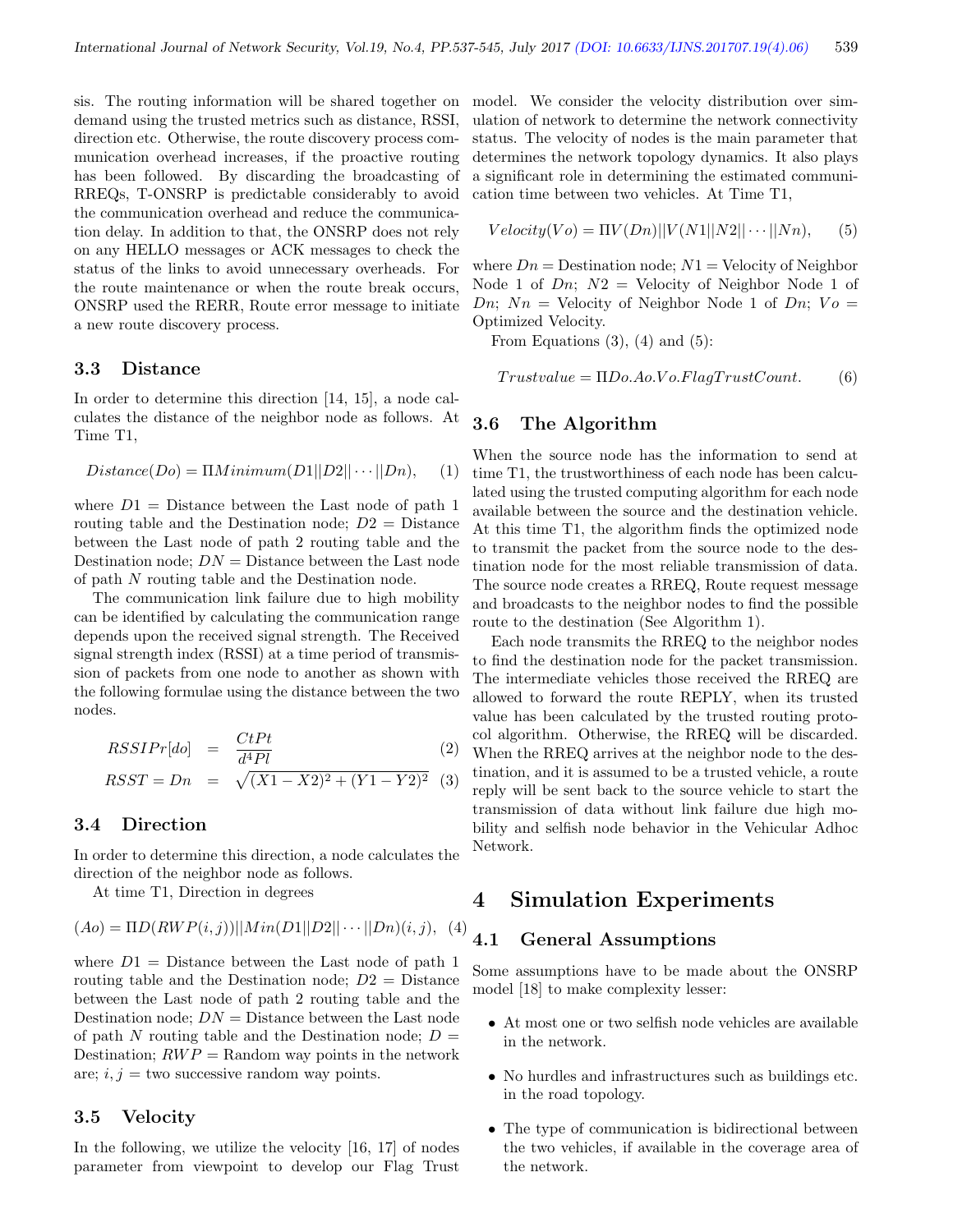sis. The routing information will be shared together on demand using the trusted metrics such as distance, RSSI, direction etc. Otherwise, the route discovery process communication overhead increases, if the proactive routing has been followed. By discarding the broadcasting of RREQs, T-ONSRP is predictable considerably to avoid the communication overhead and reduce the communication delay. In addition to that, the ONSRP does not rely on any HELLO messages or ACK messages to check the status of the links to avoid unnecessary overheads. For the route maintenance or when the route break occurs, ONSRP used the RERR, Route error message to initiate a new route discovery process.

### 3.3 Distance

In order to determine this direction [14, 15], a node calculates the distance of the neighbor node as follows. At Time T1,

$$Distance(Do) = \Pi Minimum(D1||D2||\cdots||Dn), \quad (1)$$

where $D1$ = Distance between the Last node of path 1 routing table and the Destination node; $D2$ = Distance between the Last node of path 2 routing table and the Destination node; $DN$ = Distance between the Last node of path $N$ routing table and the Destination node.

The communication link failure due to high mobility can be identified by calculating the communication range depends upon the received signal strength. The Received signal strength index (RSSI) at a time period of transmission of packets from one node to another as shown with the following formulae using the distance between the two nodes.

$$RSSIPr[do] = \frac{CtPt}{d^4 Pl} \quad (2)$$

$$RSST = Dn = \sqrt{(X1 - X2)^2 + (Y1 - Y2)^2} \quad (3)$$

### 3.4 Direction

In order to determine this direction, a node calculates the direction of the neighbor node as follows.

At time T1, Direction in degrees

$$(Ao) = \Pi D(RWP(i,j))||Min(D1||D2||\cdots||Dn)(i,j), \quad (4)$$

where $D1$ = Distance between the Last node of path 1 routing table and the Destination node; $D2$ = Distance between the Last node of path 2 routing table and the Destination node; $DN$ = Distance between the Last node of path $N$ routing table and the Destination node; $D$ = Destination; $RWP$ = Random way points in the network are; $i, j$ = two successive random way points.

### 3.5 Velocity

In the following, we utilize the velocity [16, 17] of nodes parameter from viewpoint to develop our Flag Trust model. We consider the velocity distribution over simulation of network to determine the network connectivity status. The velocity of nodes is the main parameter that determines the network topology dynamics. It also plays a significant role in determining the estimated communication time between two vehicles. At Time T1,

$$Velocity(Vo) = \Pi V(Dn)||V(N1||N2||\cdots||Nn), \quad (5)$$

where $Dn$ = Destination node; $N1$ = Velocity of Neighbor Node 1 of $Dn$; $N2$ = Velocity of Neighbor Node 1 of $Dn$; $Nn$ = Velocity of Neighbor Node 1 of $Dn$; $Vo$ = Optimized Velocity.

From Equations (3), (4) and (5):

$$Trustvalue = \Pi Do.Ao.Vo.FlagTrustCount. \quad (6)$$

### 3.6 The Algorithm

When the source node has the information to send at time T1, the trustworthiness of each node has been calculated using the trusted computing algorithm for each node available between the source and the destination vehicle. At this time T1, the algorithm finds the optimized node to transmit the packet from the source node to the destination node for the most reliable transmission of data. The source node creates a RREQ, Route request message and broadcasts to the neighbor nodes to find the possible route to the destination (See Algorithm 1).

Each node transmits the RREQ to the neighbor nodes to find the destination node for the packet transmission. The intermediate vehicles those received the RREQ are allowed to forward the route REPLY, when its trusted value has been calculated by the trusted routing protocol algorithm. Otherwise, the RREQ will be discarded. When the RREQ arrives at the neighbor node to the destination, and it is assumed to be a trusted vehicle, a route reply will be sent back to the source vehicle to start the transmission of data without link failure due high mobility and selfish node behavior in the Vehicular Adhoc Network.

## 4 Simulation Experiments

### 4.1 General Assumptions

Some assumptions have to be made about the ONSRP model [18] to make complexity lesser:

- At most one or two selfish node vehicles are available in the network.
- No hurdles and infrastructures such as buildings etc. in the road topology.
- The type of communication is bidirectional between the two vehicles, if available in the coverage area of the network.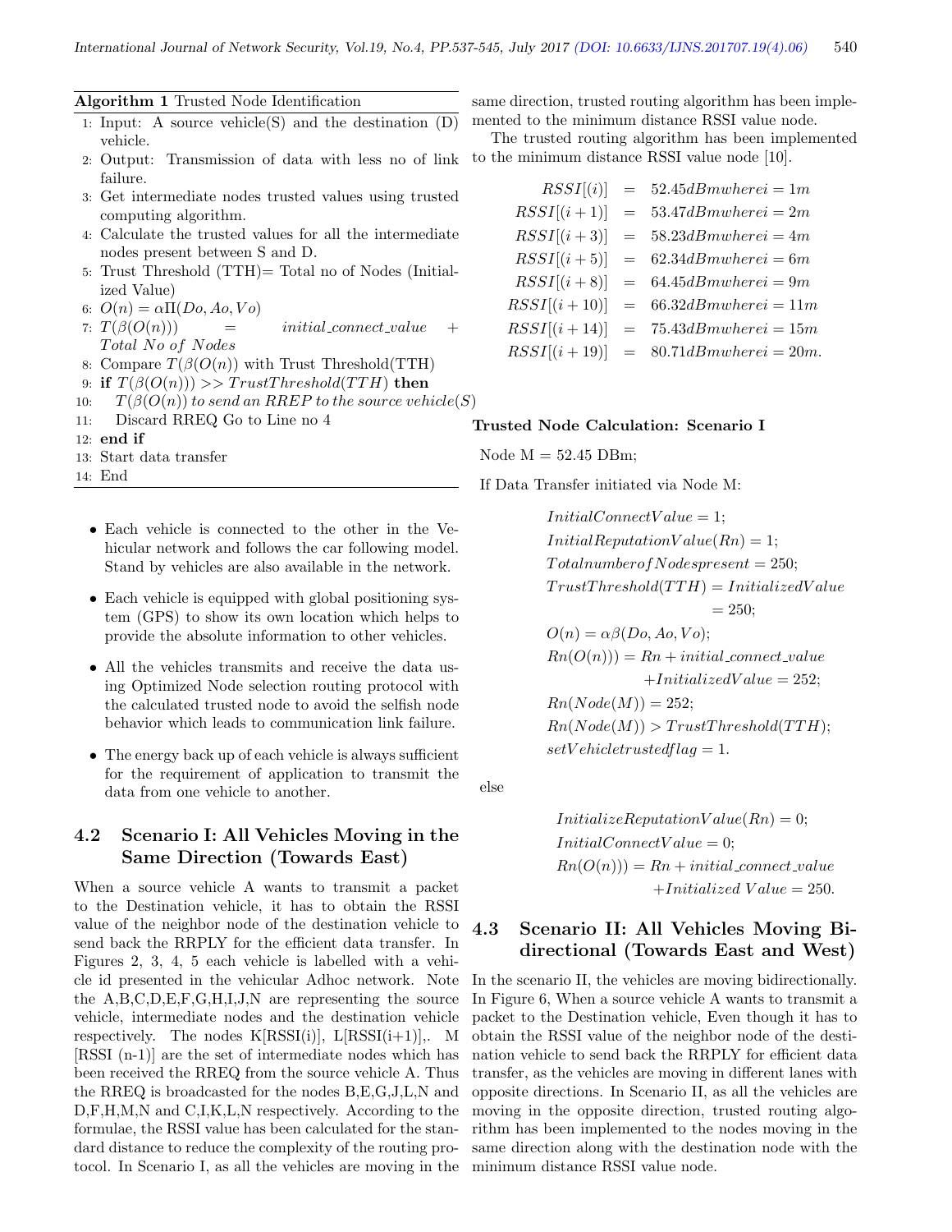**Algorithm 1** Trusted Node Identification

1: Input: A source vehicle(S) and the destination (D) vehicle.
2: Output: Transmission of data with less no of link failure.
3: Get intermediate nodes trusted values using trusted computing algorithm.
4: Calculate the trusted values for all the intermediate nodes present between S and D.
5: Trust Threshold (TTH)= Total no of Nodes (Initialized Value)
6: $O(n) = \alpha\Pi(Do, Ao, Vo)$
7: $T(\beta(O(n))) = initial\_connect\_value + Total\ No\ of\ Nodes$
8: Compare $T(\beta(O(n))$ with Trust Threshold(TTH)
9: **if** $T(\beta(O(n))) >> TrustThreshold(TTH)$ **then**
10: $\quad T(\beta(O(n))$ *to send an RREP to the source vehicle(S)*
11: $\quad$ Discard RREQ Go to Line no 4
12: **end if**
13: Start data transfer
14: End

- Each vehicle is connected to the other in the Vehicular network and follows the car following model. Stand by vehicles are also available in the network.
- Each vehicle is equipped with global positioning system (GPS) to show its own location which helps to provide the absolute information to other vehicles.
- All the vehicles transmits and receive the data using Optimized Node selection routing protocol with the calculated trusted node to avoid the selfish node behavior which leads to communication link failure.
- The energy back up of each vehicle is always sufficient for the requirement of application to transmit the data from one vehicle to another.

## 4.2 Scenario I: All Vehicles Moving in the Same Direction (Towards East)

When a source vehicle A wants to transmit a packet to the Destination vehicle, it has to obtain the RSSI value of the neighbor node of the destination vehicle to send back the RRPLY for the efficient data transfer. In Figures 2, 3, 4, 5 each vehicle is labelled with a vehicle id presented in the vehicular Adhoc network. Note the A,B,C,D,E,F,G,H,I,J,N are representing the source vehicle, intermediate nodes and the destination vehicle respectively. The nodes K[RSSI(i)], L[RSSI(i+1)],. M [RSSI (n-1)] are the set of intermediate nodes which has been received the RREQ from the source vehicle A. Thus the RREQ is broadcasted for the nodes B,E,G,J,L,N and D,F,H,M,N and C,I,K,L,N respectively. According to the formulae, the RSSI value has been calculated for the standard distance to reduce the complexity of the routing protocol. In Scenario I, as all the vehicles are moving in the same direction, trusted routing algorithm has been implemented to the minimum distance RSSI value node.

The trusted routing algorithm has been implemented to the minimum distance RSSI value node [10].

$$
\begin{aligned}
RSSI[(i)] &= 52.45dBm where i = 1m\\
RSSI[(i+1)] &= 53.47dBm where i = 2m\\
RSSI[(i+3)] &= 58.23dBm where i = 4m\\
RSSI[(i+5)] &= 62.34dBm where i = 6m\\
RSSI[(i+8)] &= 64.45dBm where i = 9m\\
RSSI[(i+10)] &= 66.32dBm where i = 11m\\
RSSI[(i+14)] &= 75.43dBm where i = 15m\\
RSSI[(i+19)] &= 80.71dBm where i = 20m.
\end{aligned}
$$

**Trusted Node Calculation: Scenario I**

Node M = 52.45 DBm;

If Data Transfer initiated via Node M:

$$
\begin{aligned}
&InitialConnectValue = 1;\\
&InitialReputationValue(Rn) = 1;\\
&Total number of Nodes present = 250;\\
&TrustThreshold(TTH) = InitializedValue\\
&\qquad = 250;\\
&O(n) = \alpha\beta(Do, Ao, Vo);\\
&Rn(O(n))) = Rn + initial\_connect\_value\\
&\qquad + InitializedValue = 252;\\
&Rn(Node(M)) = 252;\\
&Rn(Node(M)) > TrustThreshold(TTH);\\
&setVehicletrustedflag = 1.
\end{aligned}
$$

else

$$
\begin{aligned}
&InitializeReputationValue(Rn) = 0;\\
&InitialConnectValue = 0;\\
&Rn(O(n))) = Rn + initial\_connect\_value\\
&\qquad + Initialized\ Value = 250.
\end{aligned}
$$

## 4.3 Scenario II: All Vehicles Moving Bi-directional (Towards East and West)

In the scenario II, the vehicles are moving bidirectionally. In Figure 6, When a source vehicle A wants to transmit a packet to the Destination vehicle, Even though it has to obtain the RSSI value of the neighbor node of the destination vehicle to send back the RRPLY for efficient data transfer, as the vehicles are moving in different lanes with opposite directions. In Scenario II, as all the vehicles are moving in the opposite direction, trusted routing algorithm has been implemented to the nodes moving in the same direction along with the destination node with the minimum distance RSSI value node.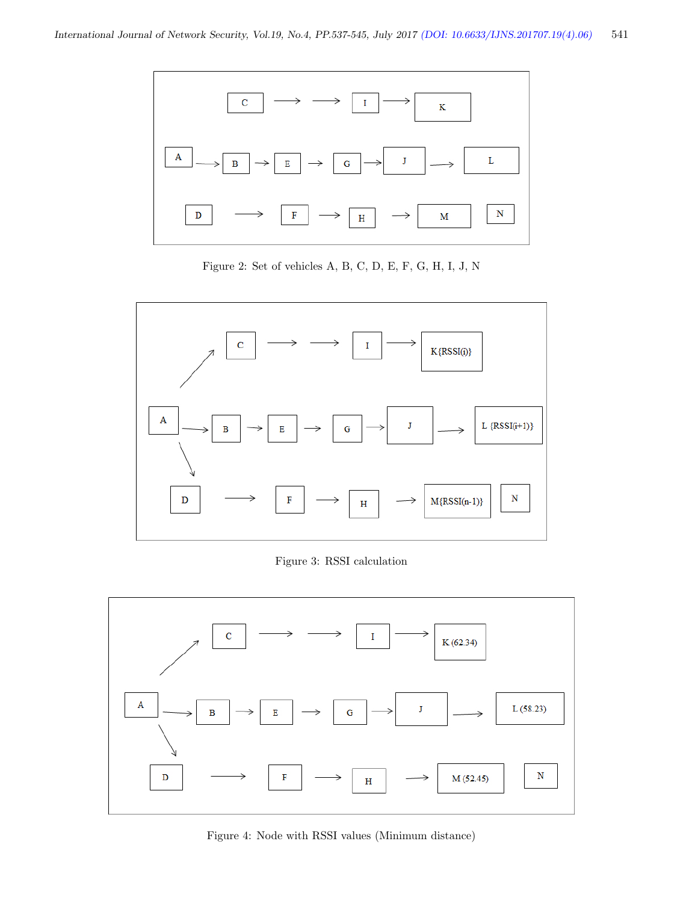Figure 2: Set of vehicles A, B, C, D, E, F, G, H, I, J, N

Figure 3: RSSI calculation

Figure 4: Node with RSSI values (Minimum distance)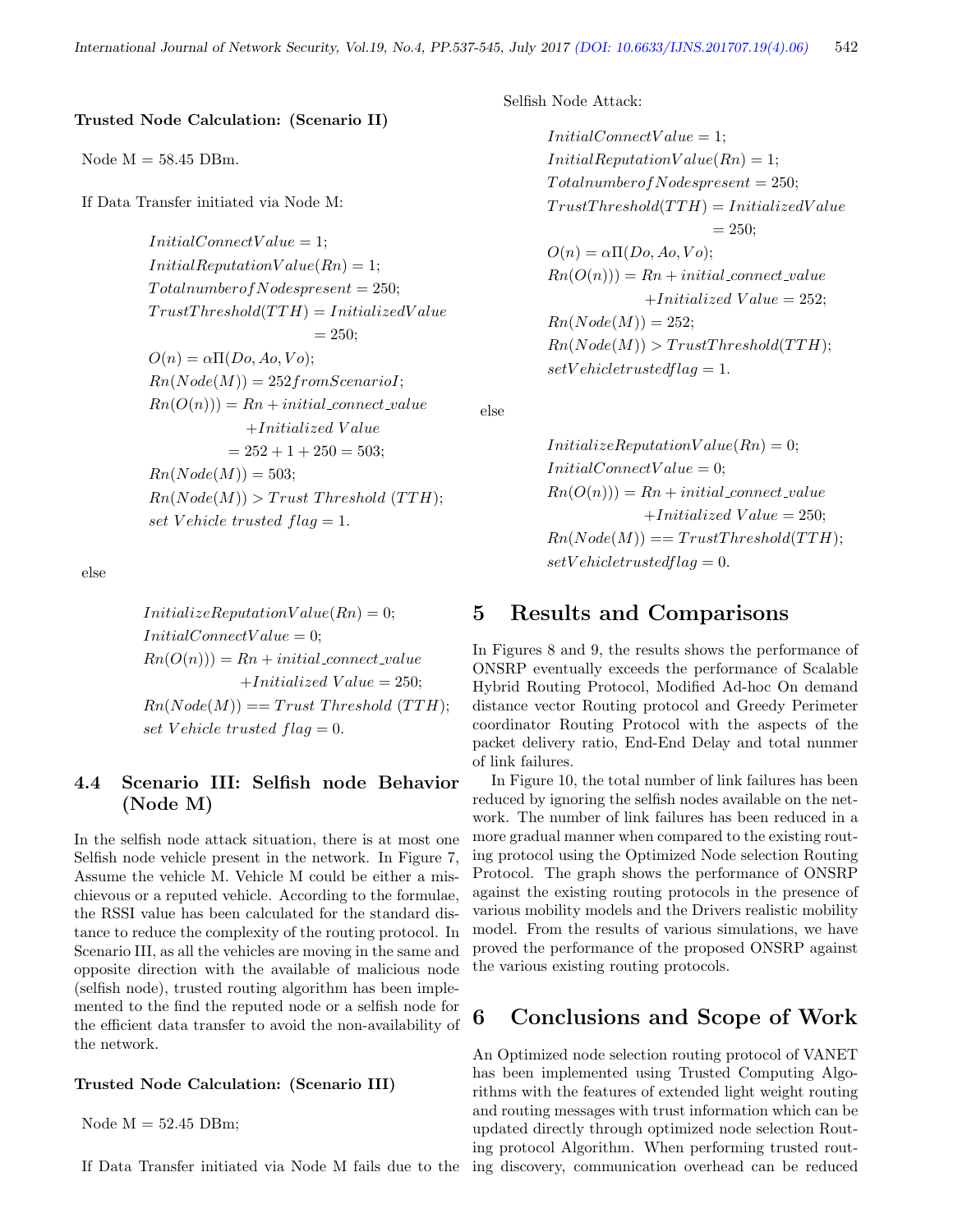**Trusted Node Calculation: (Scenario II)**

Node M = 58.45 DBm.

If Data Transfer initiated via Node M:

$$
\begin{aligned}
&InitialConnectValue = 1;\\
&InitialReputationValue(Rn) = 1;\\
&TotalnumberofNodespresent = 250;\\
&TrustThreshold(TTH) = InitializedValue\\
&\qquad = 250;\\
&O(n) = \alpha\Pi(Do, Ao, Vo);\\
&Rn(Node(M)) = 252 fromScenarioI;\\
&Rn(O(n))) = Rn + initial\_connect\_value\\
&\qquad + Initialized\ Value\\
&\qquad = 252 + 1 + 250 = 503;\\
&Rn(Node(M)) = 503;\\
&Rn(Node(M)) > Trust\ Threshold\ (TTH);\\
&set\ Vehicle\ trusted\ flag = 1.
\end{aligned}
$$

else

$$
\begin{aligned}
&InitializeReputationValue(Rn) = 0;\\
&InitialConnectValue = 0;\\
&Rn(O(n))) = Rn + initial\_connect\_value\\
&\qquad + Initialized\ Value = 250;\\
&Rn(Node(M)) == Trust\ Threshold\ (TTH);\\
&set\ Vehicle\ trusted\ flag = 0.
\end{aligned}
$$

### 4.4 Scenario III: Selfish node Behavior (Node M)

In the selfish node attack situation, there is at most one Selfish node vehicle present in the network. In Figure 7, Assume the vehicle M. Vehicle M could be either a mischievous or a reputed vehicle. According to the formulae, the RSSI value has been calculated for the standard distance to reduce the complexity of the routing protocol. In Scenario III, as all the vehicles are moving in the same and opposite direction with the available of malicious node (selfish node), trusted routing algorithm has been implemented to the find the reputed node or a selfish node for the efficient data transfer to avoid the non-availability of the network.

**Trusted Node Calculation: (Scenario III)**

Node M = 52.45 DBm;

If Data Transfer initiated via Node M fails due to the Selfish Node Attack:

$$
\begin{aligned}
&InitialConnectValue = 1;\\
&InitialReputationValue(Rn) = 1;\\
&TotalnumberofNodespresent = 250;\\
&TrustThreshold(TTH) = InitializedValue\\
&\qquad = 250;\\
&O(n) = \alpha\Pi(Do, Ao, Vo);\\
&Rn(O(n))) = Rn + initial\_connect\_value\\
&\qquad + Initialized\ Value = 252;\\
&Rn(Node(M)) = 252;\\
&Rn(Node(M)) > TrustThreshold(TTH);\\
&setVehicletrustedflag = 1.
\end{aligned}
$$

else

$$
\begin{aligned}
&InitializeReputationValue(Rn) = 0;\\
&InitialConnectValue = 0;\\
&Rn(O(n))) = Rn + initial\_connect\_value\\
&\qquad + Initialized\ Value = 250;\\
&Rn(Node(M)) == TrustThreshold(TTH);\\
&setVehicletrustedflag = 0.
\end{aligned}
$$

## 5 Results and Comparisons

In Figures 8 and 9, the results shows the performance of ONSRP eventually exceeds the performance of Scalable Hybrid Routing Protocol, Modified Ad-hoc On demand distance vector Routing protocol and Greedy Perimeter coordinator Routing Protocol with the aspects of the packet delivery ratio, End-End Delay and total nunmer of link failures.

In Figure 10, the total number of link failures has been reduced by ignoring the selfish nodes available on the network. The number of link failures has been reduced in a more gradual manner when compared to the existing routing protocol using the Optimized Node selection Routing Protocol. The graph shows the performance of ONSRP against the existing routing protocols in the presence of various mobility models and the Drivers realistic mobility model. From the results of various simulations, we have proved the performance of the proposed ONSRP against the various existing routing protocols.

## 6 Conclusions and Scope of Work

An Optimized node selection routing protocol of VANET has been implemented using Trusted Computing Algorithms with the features of extended light weight routing and routing messages with trust information which can be updated directly through optimized node selection Routing protocol Algorithm. When performing trusted routing discovery, communication overhead can be reduced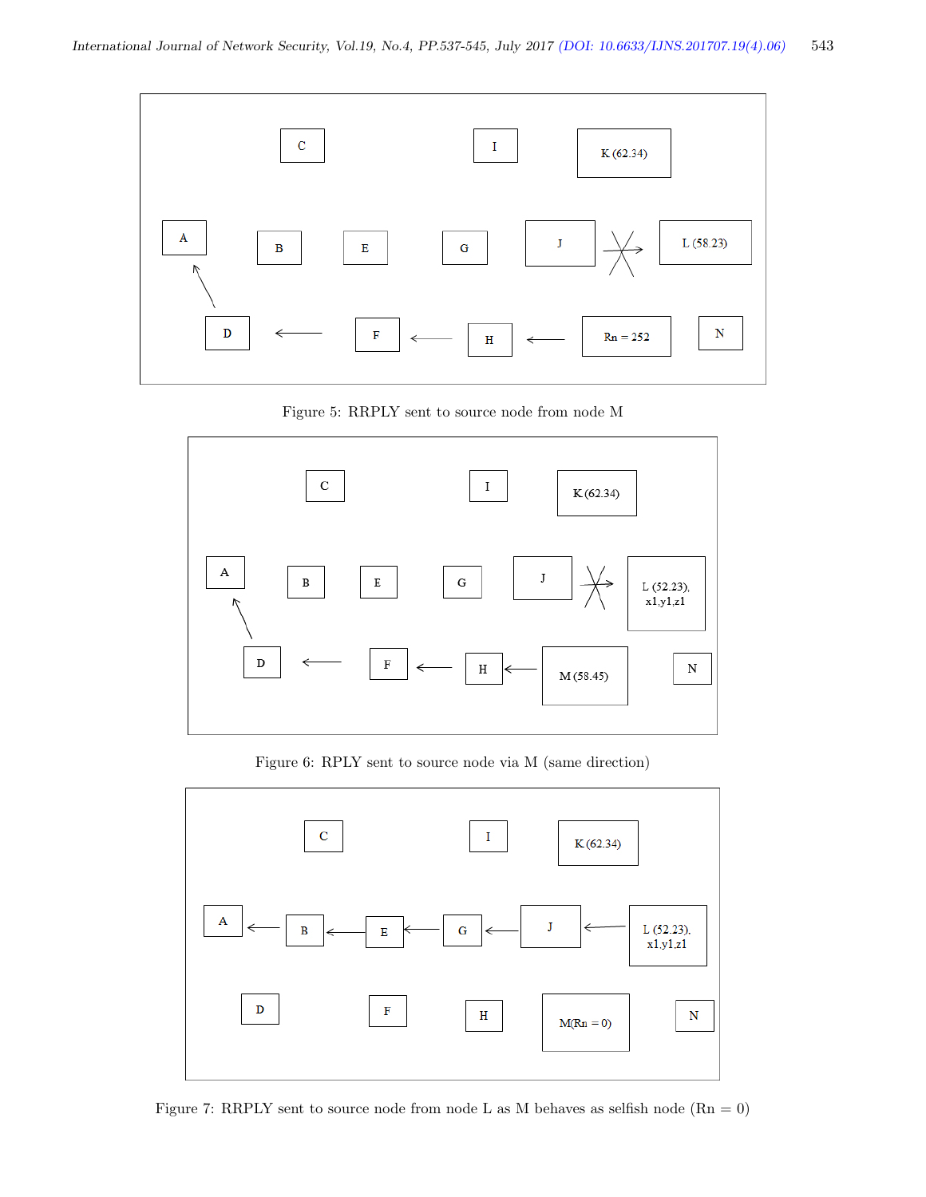Figure 5: RRPLY sent to source node from node M

Figure 6: RPLY sent to source node via M (same direction)

Figure 7: RRPLY sent to source node from node L as M behaves as selfish node (Rn = 0)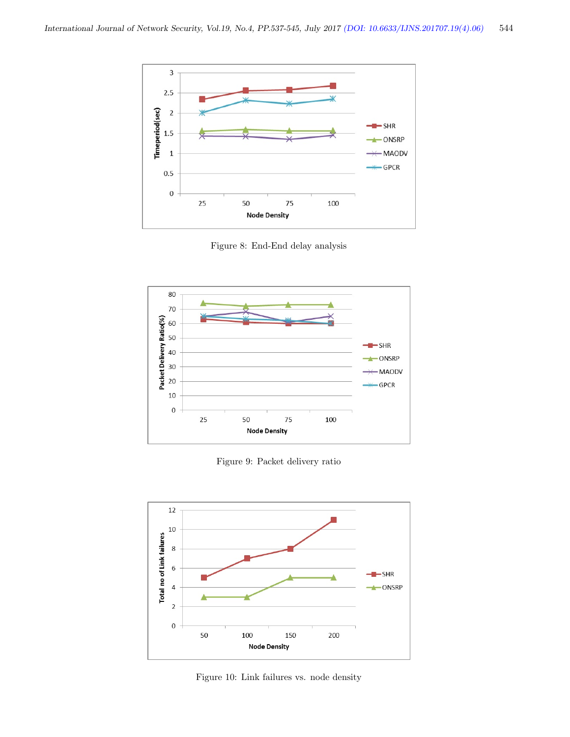Figure 8: End-End delay analysis

Figure 9: Packet delivery ratio

Figure 10: Link failures vs. node density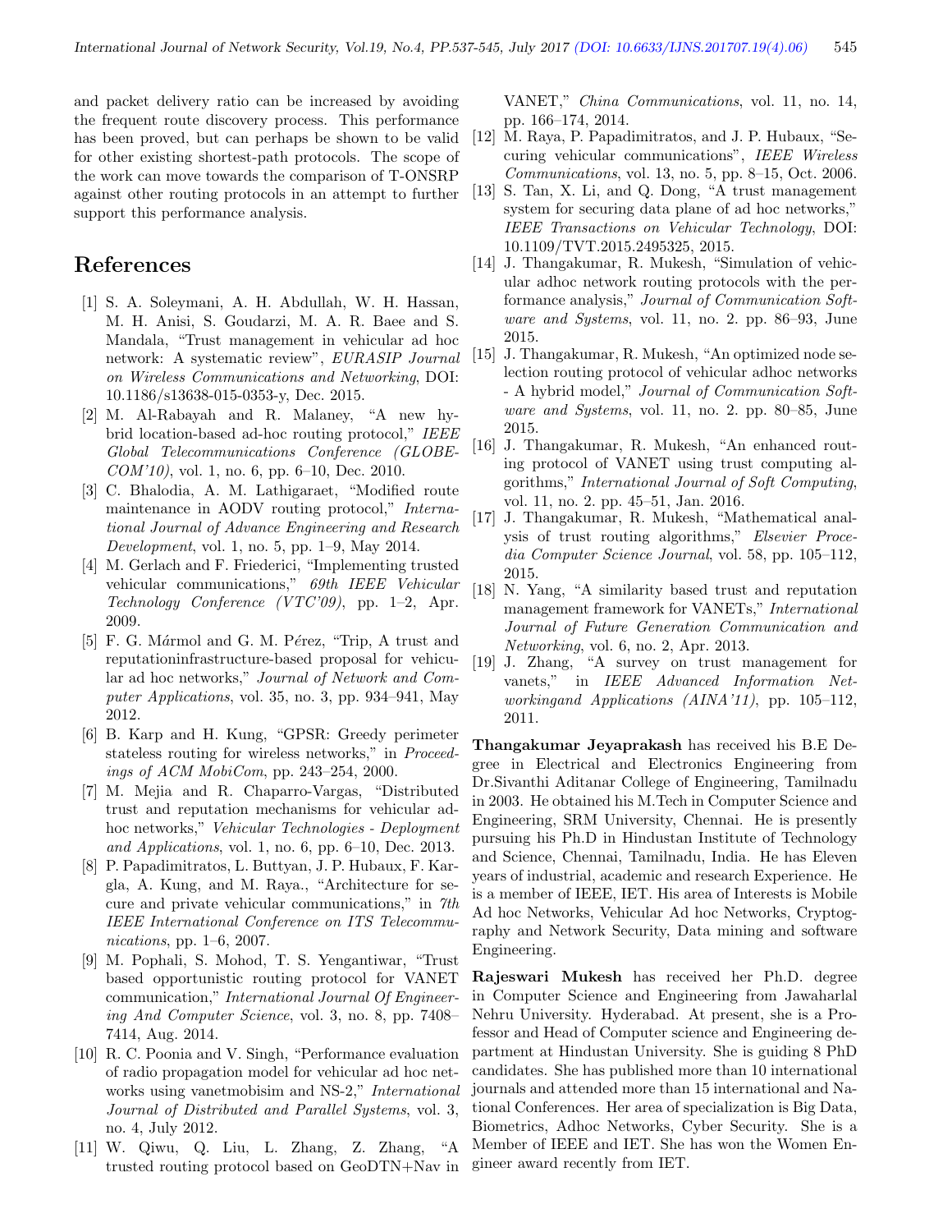and packet delivery ratio can be increased by avoiding the frequent route discovery process. This performance has been proved, but can perhaps be shown to be valid for other existing shortest-path protocols. The scope of the work can move towards the comparison of T-ONSRP against other routing protocols in an attempt to further support this performance analysis.

## References

[1] S. A. Soleymani, A. H. Abdullah, W. H. Hassan, M. H. Anisi, S. Goudarzi, M. A. R. Baee and S. Mandala, "Trust management in vehicular ad hoc network: A systematic review", *EURASIP Journal on Wireless Communications and Networking*, DOI: 10.1186/s13638-015-0353-y, Dec. 2015.

[2] M. Al-Rabayah and R. Malaney, "A new hybrid location-based ad-hoc routing protocol," *IEEE Global Telecommunications Conference (GLOBECOM'10)*, vol. 1, no. 6, pp. 6–10, Dec. 2010.

[3] C. Bhalodia, A. M. Lathigaraet, "Modified route maintenance in AODV routing protocol," *International Journal of Advance Engineering and Research Development*, vol. 1, no. 5, pp. 1–9, May 2014.

[4] M. Gerlach and F. Friederici, "Implementing trusted vehicular communications," *69th IEEE Vehicular Technology Conference (VTC'09)*, pp. 1–2, Apr. 2009.

[5] F. G. Mármol and G. M. Pérez, "Trip, A trust and reputationinfrastructure-based proposal for vehicular ad hoc networks," *Journal of Network and Computer Applications*, vol. 35, no. 3, pp. 934–941, May 2012.

[6] B. Karp and H. Kung, "GPSR: Greedy perimeter stateless routing for wireless networks," in *Proceedings of ACM MobiCom*, pp. 243–254, 2000.

[7] M. Mejia and R. Chaparro-Vargas, "Distributed trust and reputation mechanisms for vehicular adhoc networks," *Vehicular Technologies - Deployment and Applications*, vol. 1, no. 6, pp. 6–10, Dec. 2013.

[8] P. Papadimitratos, L. Buttyan, J. P. Hubaux, F. Kargla, A. Kung, and M. Raya., "Architecture for secure and private vehicular communications," in *7th IEEE International Conference on ITS Telecommunications*, pp. 1–6, 2007.

[9] M. Pophali, S. Mohod, T. S. Yengantiwar, "Trust based opportunistic routing protocol for VANET communication," *International Journal Of Engineering And Computer Science*, vol. 3, no. 8, pp. 7408–7414, Aug. 2014.

[10] R. C. Poonia and V. Singh, "Performance evaluation of radio propagation model for vehicular ad hoc networks using vanetmobisim and NS-2," *International Journal of Distributed and Parallel Systems*, vol. 3, no. 4, July 2012.

[11] W. Qiwu, Q. Liu, L. Zhang, Z. Zhang, "A trusted routing protocol based on GeoDTN+Nav in VANET," *China Communications*, vol. 11, no. 14, pp. 166–174, 2014.

[12] M. Raya, P. Papadimitratos, and J. P. Hubaux, "Securing vehicular communications", *IEEE Wireless Communications*, vol. 13, no. 5, pp. 8–15, Oct. 2006.

[13] S. Tan, X. Li, and Q. Dong, "A trust management system for securing data plane of ad hoc networks," *IEEE Transactions on Vehicular Technology*, DOI: 10.1109/TVT.2015.2495325, 2015.

[14] J. Thangakumar, R. Mukesh, "Simulation of vehicular adhoc network routing protocols with the performance analysis," *Journal of Communication Software and Systems*, vol. 11, no. 2. pp. 86–93, June 2015.

[15] J. Thangakumar, R. Mukesh, "An optimized node selection routing protocol of vehicular adhoc networks - A hybrid model," *Journal of Communication Software and Systems*, vol. 11, no. 2. pp. 80–85, June 2015.

[16] J. Thangakumar, R. Mukesh, "An enhanced routing protocol of VANET using trust computing algorithms," *International Journal of Soft Computing*, vol. 11, no. 2. pp. 45–51, Jan. 2016.

[17] J. Thangakumar, R. Mukesh, "Mathematical analysis of trust routing algorithms," *Elsevier Procedia Computer Science Journal*, vol. 58, pp. 105–112, 2015.

[18] N. Yang, "A similarity based trust and reputation management framework for VANETs," *International Journal of Future Generation Communication and Networking*, vol. 6, no. 2, Apr. 2013.

[19] J. Zhang, "A survey on trust management for vanets," in *IEEE Advanced Information Networkingand Applications (AINA'11)*, pp. 105–112, 2011.

**Thangakumar Jeyaprakash** has received his B.E Degree in Electrical and Electronics Engineering from Dr.Sivanthi Aditanar College of Engineering, Tamilnadu in 2003. He obtained his M.Tech in Computer Science and Engineering, SRM University, Chennai. He is presently pursuing his Ph.D in Hindustan Institute of Technology and Science, Chennai, Tamilnadu, India. He has Eleven years of industrial, academic and research Experience. He is a member of IEEE, IET. His area of Interests is Mobile Ad hoc Networks, Vehicular Ad hoc Networks, Cryptography and Network Security, Data mining and software Engineering.

**Rajeswari Mukesh** has received her Ph.D. degree in Computer Science and Engineering from Jawaharlal Nehru University. Hyderabad. At present, she is a Professor and Head of Computer science and Engineering department at Hindustan University. She is guiding 8 PhD candidates. She has published more than 10 international journals and attended more than 15 international and National Conferences. Her area of specialization is Big Data, Biometrics, Adhoc Networks, Cyber Security. She is a Member of IEEE and IET. She has won the Women Engineer award recently from IET.